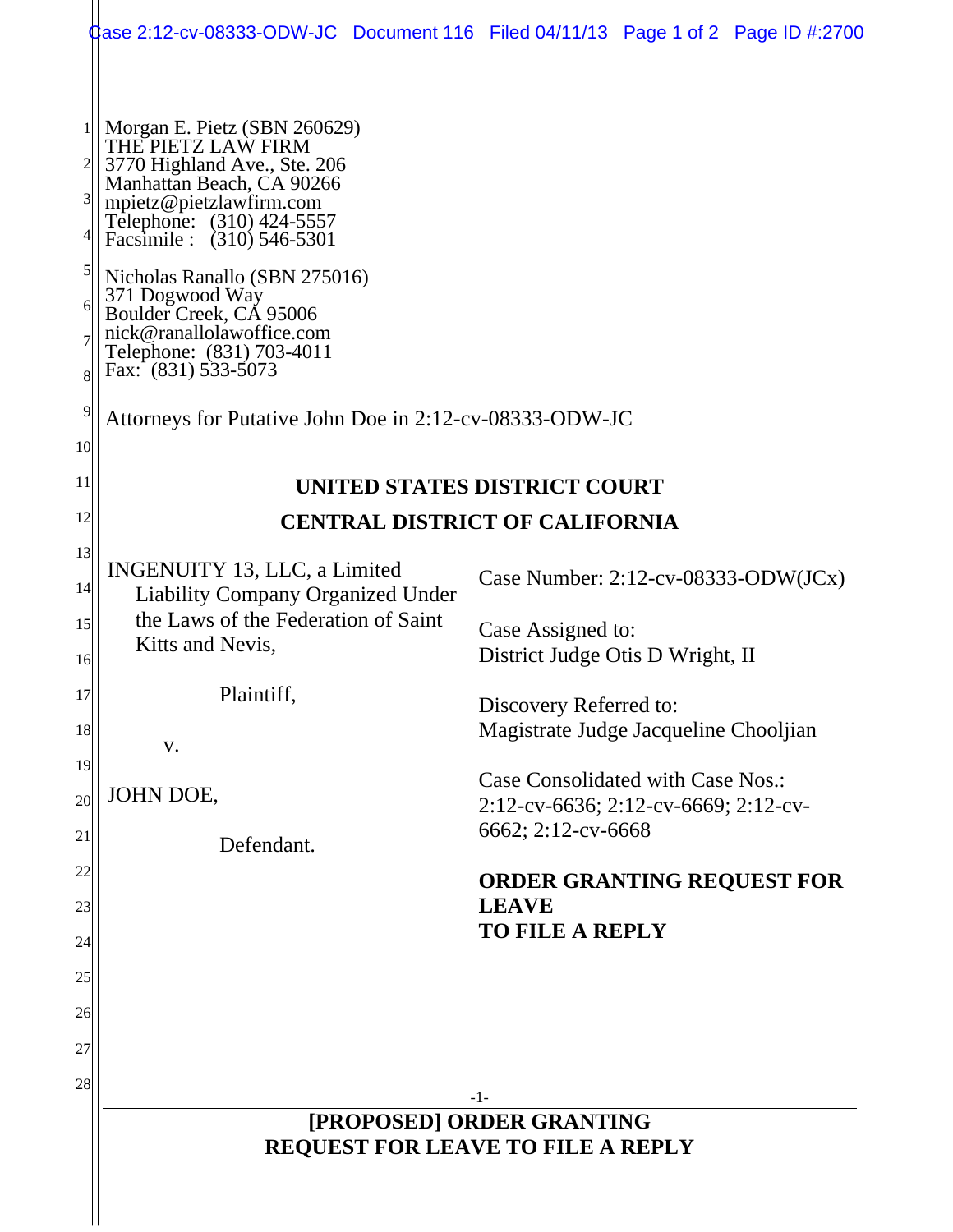Morgan E. Pietz (SBN 260629)
THE PIETZ LAW FIRM
3770 Highland Ave., Ste. 206
Manhattan Beach, CA 90266
mpietz@pietzlawfirm.com
Telephone: (310) 424-5557
Facsimile : (310) 546-5301

Nicholas Ranallo (SBN 275016)
371 Dogwood Way
Boulder Creek, CA 95006
nick@ranallolawoffice.com
Telephone: (831) 703-4011
Fax: (831) 533-5073

Attorneys for Putative John Doe in 2:12-cv-08333-ODW-JC

**UNITED STATES DISTRICT COURT**

**CENTRAL DISTRICT OF CALIFORNIA**

| | |
|---|---|
| INGENUITY 13, LLC, a Limited Liability Company Organized Under the Laws of the Federation of Saint Kitts and Nevis,<br><br>Plaintiff,<br><br>v.<br><br>JOHN DOE,<br><br>Defendant. | Case Number: 2:12-cv-08333-ODW(JCx)<br><br>Case Assigned to:<br>District Judge Otis D Wright, II<br><br>Discovery Referred to:<br>Magistrate Judge Jacqueline Chooljian<br><br>Case Consolidated with Case Nos.:<br>2:12-cv-6636; 2:12-cv-6669; 2:12-cv-6662; 2:12-cv-6668<br><br>**ORDER GRANTING REQUEST FOR LEAVE TO FILE A REPLY** |

**[PROPOSED] ORDER GRANTING REQUEST FOR LEAVE TO FILE A REPLY**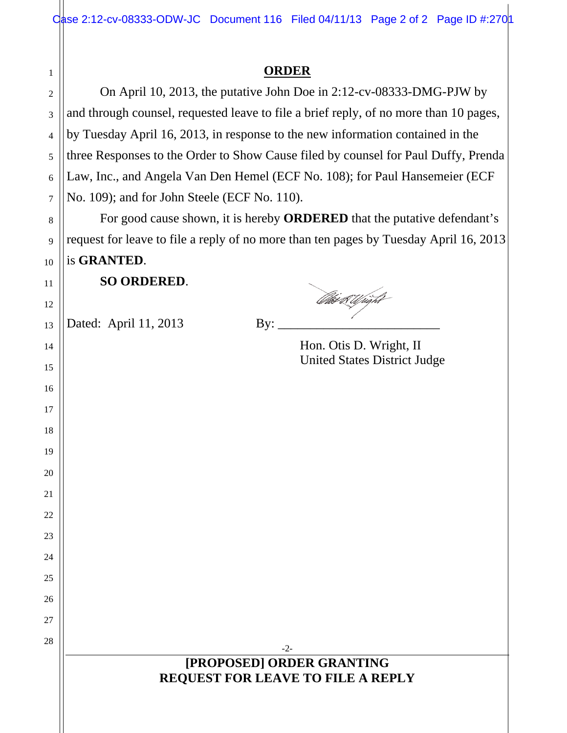## ORDER

On April 10, 2013, the putative John Doe in 2:12-cv-08333-DMG-PJW by and through counsel, requested leave to file a brief reply, of no more than 10 pages, by Tuesday April 16, 2013, in response to the new information contained in the three Responses to the Order to Show Cause filed by counsel for Paul Duffy, Prenda Law, Inc., and Angela Van Den Hemel (ECF No. 108); for Paul Hansemeier (ECF No. 109); and for John Steele (ECF No. 110).

For good cause shown, it is hereby **ORDERED** that the putative defendant's request for leave to file a reply of no more than ten pages by Tuesday April 16, 2013 is **GRANTED**.

**SO ORDERED**.

Dated: April 11, 2013

By: ___________________________

Hon. Otis D. Wright, II
United States District Judge

**[PROPOSED] ORDER GRANTING REQUEST FOR LEAVE TO FILE A REPLY**